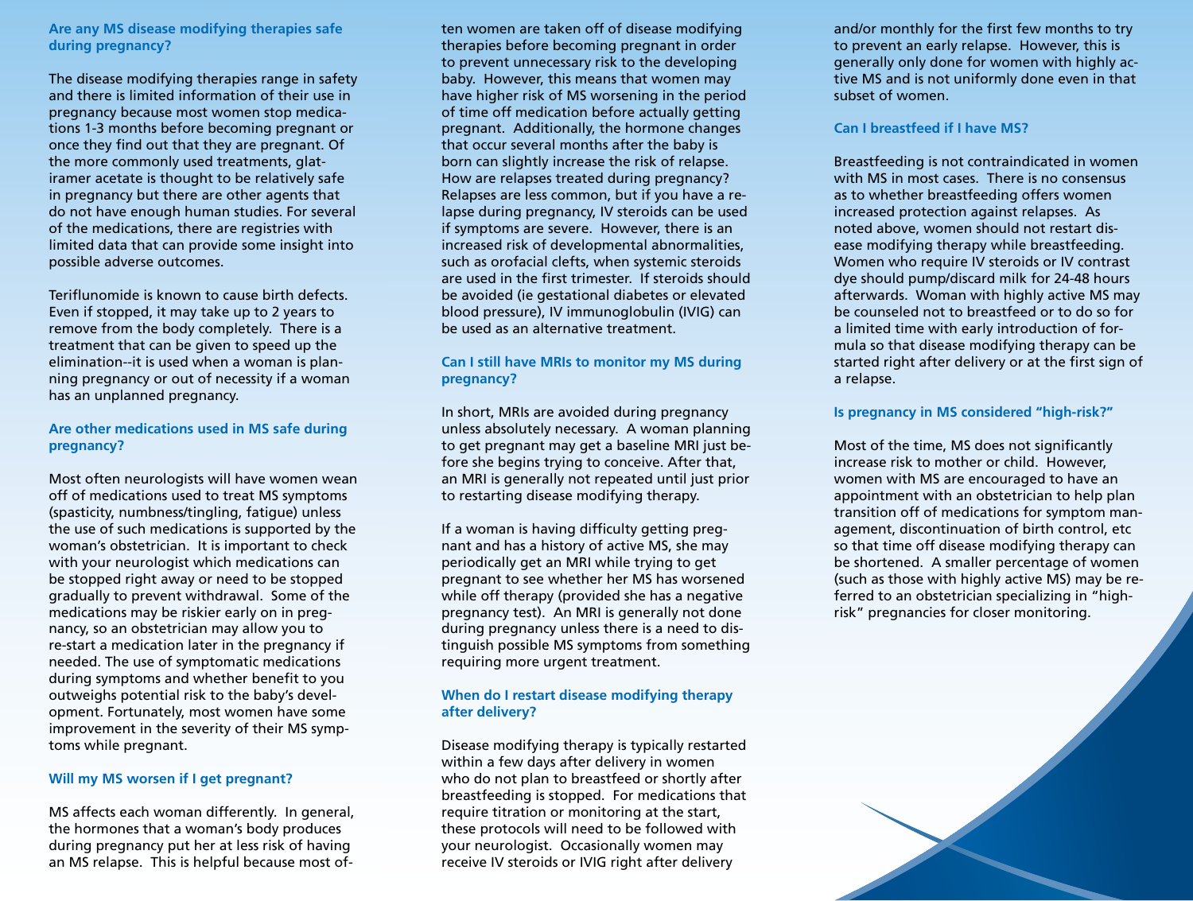### Are any MS disease modifying therapies safe during pregnancy?

The disease modifying therapies range in safety and there is limited information of their use in pregnancy because most women stop medications 1-3 months before becoming pregnant or once they find out that they are pregnant. Of the more commonly used treatments, glatiramer acetate is thought to be relatively safe in pregnancy but there are other agents that do not have enough human studies. For several of the medications, there are registries with limited data that can provide some insight into possible adverse outcomes.

Teriflunomide is known to cause birth defects. Even if stopped, it may take up to 2 years to remove from the body completely. There is a treatment that can be given to speed up the elimination--it is used when a woman is planning pregnancy or out of necessity if a woman has an unplanned pregnancy.

### Are other medications used in MS safe during pregnancy?

Most often neurologists will have women wean off of medications used to treat MS symptoms (spasticity, numbness/tingling, fatigue) unless the use of such medications is supported by the woman's obstetrician. It is important to check with your neurologist which medications can be stopped right away or need to be stopped gradually to prevent withdrawal. Some of the medications may be riskier early on in pregnancy, so an obstetrician may allow you to re-start a medication later in the pregnancy if needed. The use of symptomatic medications during symptoms and whether benefit to you outweighs potential risk to the baby's development. Fortunately, most women have some improvement in the severity of their MS symptoms while pregnant.

### Will my MS worsen if I get pregnant?

MS affects each woman differently. In general, the hormones that a woman's body produces during pregnancy put her at less risk of having an MS relapse. This is helpful because most often women are taken off of disease modifying therapies before becoming pregnant in order to prevent unnecessary risk to the developing baby. However, this means that women may have higher risk of MS worsening in the period of time off medication before actually getting pregnant. Additionally, the hormone changes that occur several months after the baby is born can slightly increase the risk of relapse. How are relapses treated during pregnancy? Relapses are less common, but if you have a relapse during pregnancy, IV steroids can be used if symptoms are severe. However, there is an increased risk of developmental abnormalities, such as orofacial clefts, when systemic steroids are used in the first trimester. If steroids should be avoided (ie gestational diabetes or elevated blood pressure), IV immunoglobulin (IVIG) can be used as an alternative treatment.

### Can I still have MRIs to monitor my MS during pregnancy?

In short, MRIs are avoided during pregnancy unless absolutely necessary. A woman planning to get pregnant may get a baseline MRI just before she begins trying to conceive. After that, an MRI is generally not repeated until just prior to restarting disease modifying therapy.

If a woman is having difficulty getting pregnant and has a history of active MS, she may periodically get an MRI while trying to get pregnant to see whether her MS has worsened while off therapy (provided she has a negative pregnancy test). An MRI is generally not done during pregnancy unless there is a need to distinguish possible MS symptoms from something requiring more urgent treatment.

### When do I restart disease modifying therapy after delivery?

Disease modifying therapy is typically restarted within a few days after delivery in women who do not plan to breastfeed or shortly after breastfeeding is stopped. For medications that require titration or monitoring at the start, these protocols will need to be followed with your neurologist. Occasionally women may receive IV steroids or IVIG right after delivery and/or monthly for the first few months to try to prevent an early relapse. However, this is generally only done for women with highly active MS and is not uniformly done even in that subset of women.

### Can I breastfeed if I have MS?

Breastfeeding is not contraindicated in women with MS in most cases. There is no consensus as to whether breastfeeding offers women increased protection against relapses. As noted above, women should not restart disease modifying therapy while breastfeeding. Women who require IV steroids or IV contrast dye should pump/discard milk for 24-48 hours afterwards. Woman with highly active MS may be counseled not to breastfeed or to do so for a limited time with early introduction of formula so that disease modifying therapy can be started right after delivery or at the first sign of a relapse.

### Is pregnancy in MS considered "high-risk?"

Most of the time, MS does not significantly increase risk to mother or child. However, women with MS are encouraged to have an appointment with an obstetrician to help plan transition off of medications for symptom management, discontinuation of birth control, etc so that time off disease modifying therapy can be shortened. A smaller percentage of women (such as those with highly active MS) may be referred to an obstetrician specializing in "high-risk" pregnancies for closer monitoring.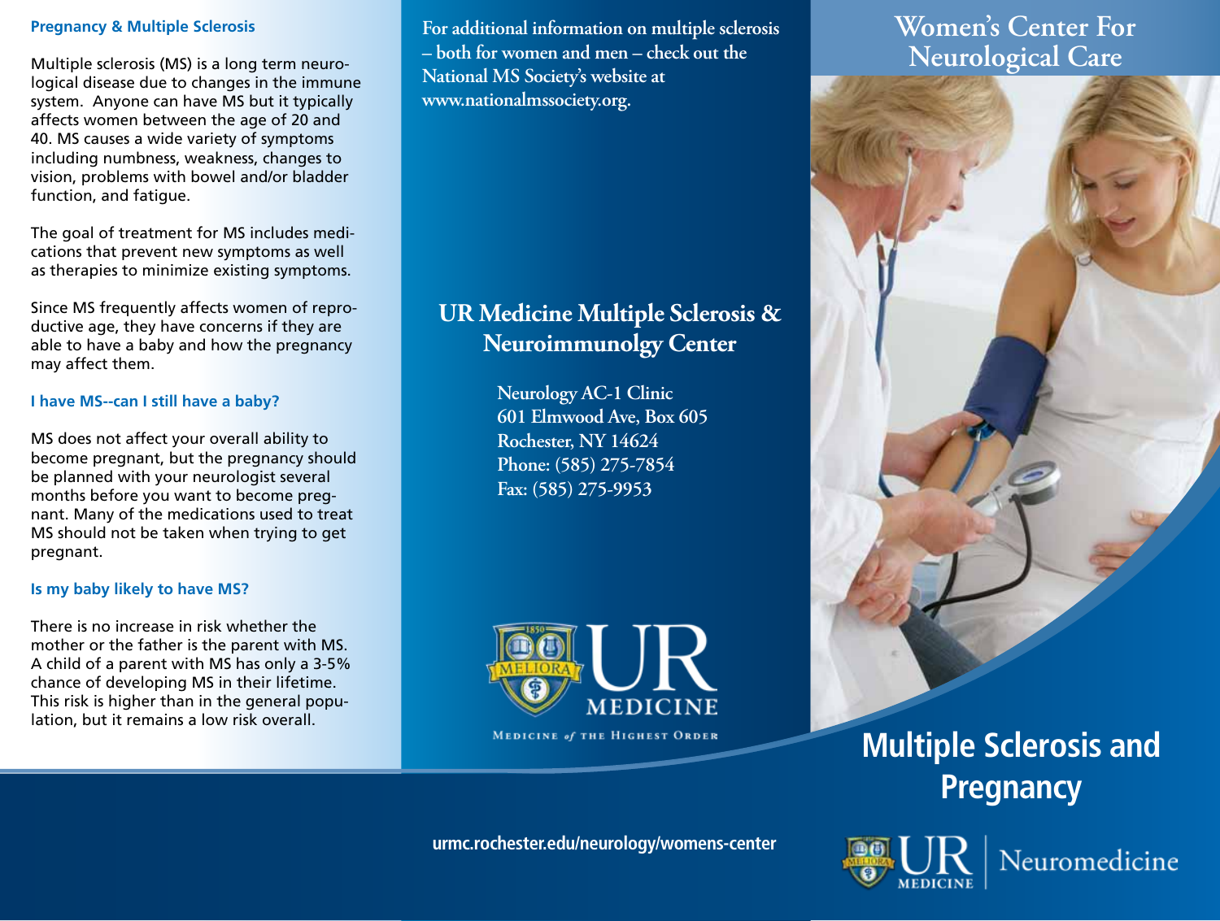## Pregnancy & Multiple Sclerosis

Multiple sclerosis (MS) is a long term neurological disease due to changes in the immune system. Anyone can have MS but it typically affects women between the age of 20 and 40. MS causes a wide variety of symptoms including numbness, weakness, changes to vision, problems with bowel and/or bladder function, and fatigue.

The goal of treatment for MS includes medications that prevent new symptoms as well as therapies to minimize existing symptoms.

Since MS frequently affects women of reproductive age, they have concerns if they are able to have a baby and how the pregnancy may affect them.

### I have MS--can I still have a baby?

MS does not affect your overall ability to become pregnant, but the pregnancy should be planned with your neurologist several months before you want to become pregnant. Many of the medications used to treat MS should not be taken when trying to get pregnant.

### Is my baby likely to have MS?

There is no increase in risk whether the mother or the father is the parent with MS. A child of a parent with MS has only a 3-5% chance of developing MS in their lifetime. This risk is higher than in the general population, but it remains a low risk overall.

For additional information on multiple sclerosis – both for women and men – check out the National MS Society's website at www.nationalmssociety.org.

## UR Medicine Multiple Sclerosis & Neuroimmunolgy Center

Neurology AC-1 Clinic
601 Elmwood Ave, Box 605
Rochester, NY 14624
Phone: (585) 275-7854
Fax: (585) 275-9953

UR MEDICINE

Medicine of the Highest Order

urmc.rochester.edu/neurology/womens-center

# Women's Center For Neurological Care

# Multiple Sclerosis and Pregnancy

UR MEDICINE | Neuromedicine